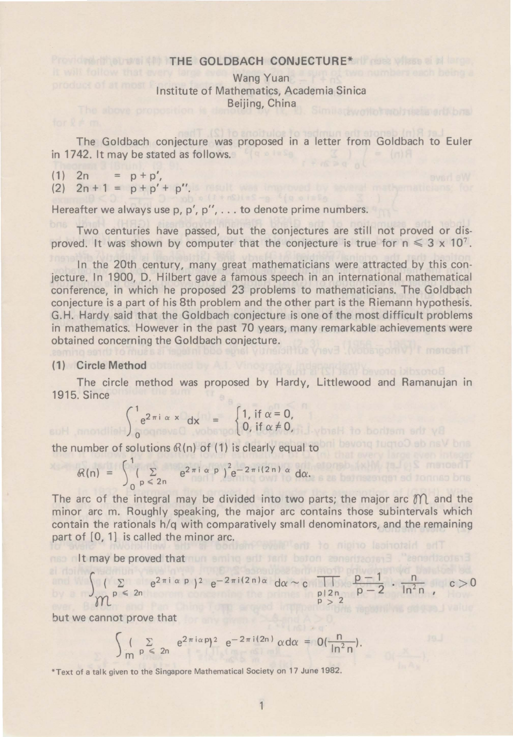# THE GOLDBACH CONJECTURE*

Wang Yuan
Institute of Mathematics, Academia Sinica
Beijing, China

The Goldbach conjecture was proposed in a letter from Goldbach to Euler in 1742. It may be stated as follows.

(1) $2n = p + p'$,
(2) $2n + 1 = p + p' + p''$.

Hereafter we always use $p, p', p'', \ldots$ to denote prime numbers.

Two centuries have passed, but the conjectures are still not proved or disproved. It was shown by computer that the conjecture is true for $n \leqslant 3 \times 10^7$.

In the 20th century, many great mathematicians were attracted by this conjecture. In 1900, D. Hilbert gave a famous speech in an international mathematical conference, in which he proposed 23 problems to mathematicians. The Goldbach conjecture is a part of his 8th problem and the other part is the Riemann hypothesis. G.H. Hardy said that the Goldbach conjecture is one of the most difficult problems in mathematics. However in the past 70 years, many remarkable achievements were obtained concerning the Goldbach conjecture.

### (1) Circle Method

The circle method was proposed by Hardy, Littlewood and Ramanujan in 1915. Since

$$\int_0^1 e^{2\pi i \alpha x}\, dx = \begin{cases} 1, & \text{if } \alpha = 0, \\ 0, & \text{if } \alpha \neq 0, \end{cases}$$

the number of solutions $\mathcal{R}(n)$ of (1) is clearly equal to

$$\mathcal{R}(n) = \int_0^1 \Big( \sum_{p \leqslant 2n} e^{2\pi i \alpha p} \Big)^2 e^{-2\pi i (2n)\alpha}\, d\alpha.$$

The arc of the integral may be divided into two parts; the major arc $\mathfrak{M}$ and the minor arc m. Roughly speaking, the major arc contains those subintervals which contain the rationals h/q with comparatively small denominators, and the remaining part of [0, 1] is called the minor arc.

It may be proved that

$$\int_{\mathfrak{M}} \Big( \sum_{p \leqslant 2n} e^{2\pi i \alpha p} \Big)^2 e^{-2\pi i (2n)\alpha}\, d\alpha \sim c \prod_{\substack{p \mid 2n \\ p > 2}} \frac{p-1}{p-2} \cdot \frac{n}{\ln^2 n}, \quad c > 0$$

but we cannot prove that

$$\int_{m} \Big( \sum_{p \leqslant 2n} e^{2\pi i \alpha p} \Big)^2 e^{-2\pi i (2n)\alpha}\, d\alpha = O\Big(\frac{n}{\ln^2 n}\Big).$$

*Text of a talk given to the Singapore Mathematical Society on 17 June 1982.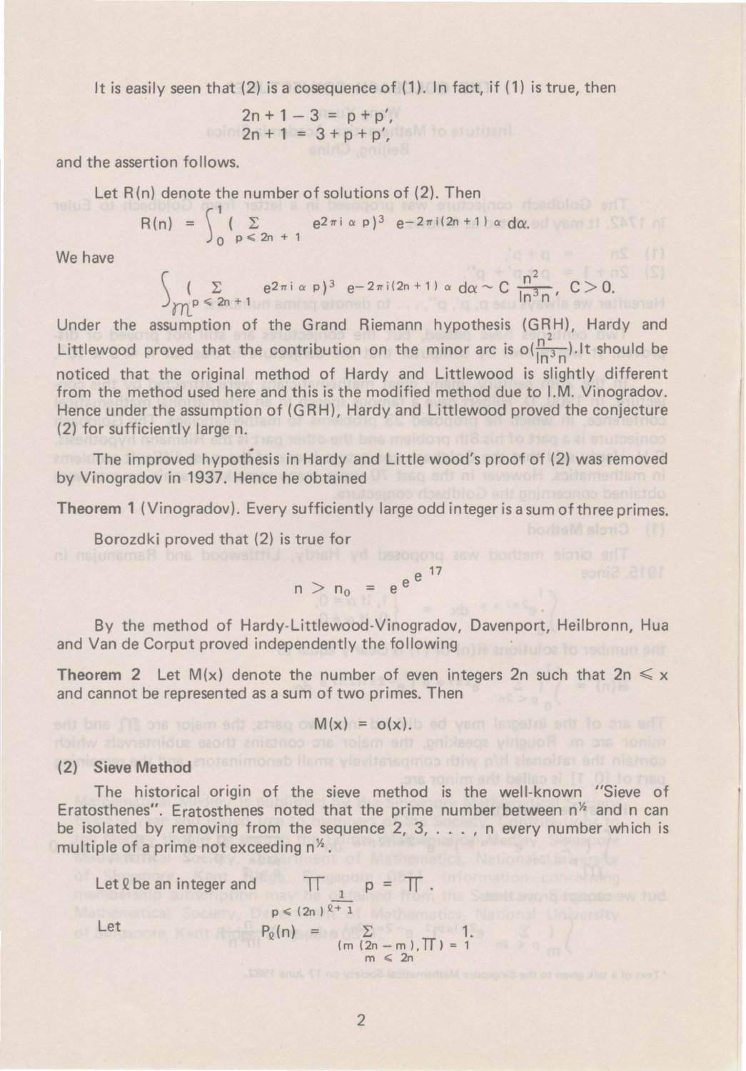It is easily seen that (2) is a cosequence of (1). In fact, if (1) is true, then

$$2n + 1 - 3 = p + p',$$
$$2n + 1 = 3 + p + p',$$

and the assertion follows.

Let $R(n)$ denote the number of solutions of (2). Then

$$R(n) = \int_0^1 \Big( \sum_{p \leqslant 2n+1} e^{2\pi i \alpha p} \Big)^3 e^{-2\pi i (2n+1)\alpha} \, d\alpha.$$

We have

$$\int_{\mathfrak{M}} \Big( \sum_{p \leqslant 2n+1} e^{2\pi i \alpha p} \Big)^3 e^{-2\pi i (2n+1)\alpha} \, d\alpha \sim C \frac{n^2}{\ln^3 n}, \quad C > 0.$$

Under the assumption of the Grand Riemann hypothesis (GRH), Hardy and Littlewood proved that the contribution on the minor arc is $o(\frac{n^2}{\ln^3 n})$. It should be noticed that the original method of Hardy and Littlewood is slightly different from the method used here and this is the modified method due to I.M. Vinogradov. Hence under the assumption of (GRH), Hardy and Littlewood proved the conjecture (2) for sufficiently large n.

The improved hypothesis in Hardy and Little wood's proof of (2) was removed by Vinogradov in 1937. Hence he obtained

**Theorem 1** (Vinogradov). Every sufficiently large odd integer is a sum of three primes.

Borozdki proved that (2) is true for

$$n > n_0 = e^{e^{e^{17}}}$$

By the method of Hardy-Littlewood-Vinogradov, Davenport, Heilbronn, Hua and Van de Corput proved independently the following

**Theorem 2** Let $M(x)$ denote the number of even integers $2n$ such that $2n \leqslant x$ and cannot be represented as a sum of two primes. Then

$$M(x) = o(x).$$

**(2) Sieve Method**

The historical origin of the sieve method is the well-known "Sieve of Eratosthenes". Eratosthenes noted that the prime number between $n^{1/2}$ and n can be isolated by removing from the sequence 2, 3, . . . , n every number which is multiple of a prime not exceeding $n^{1/2}$.

Let $\ell$ be an integer and $\prod_{p \leqslant (2n)^{\frac{1}{\ell+1}}} p = \prod$.

Let

$$P_\ell(n) = \sum_{\substack{(m(2n-m), \prod) = 1 \\ m \leqslant 2n}} 1.$$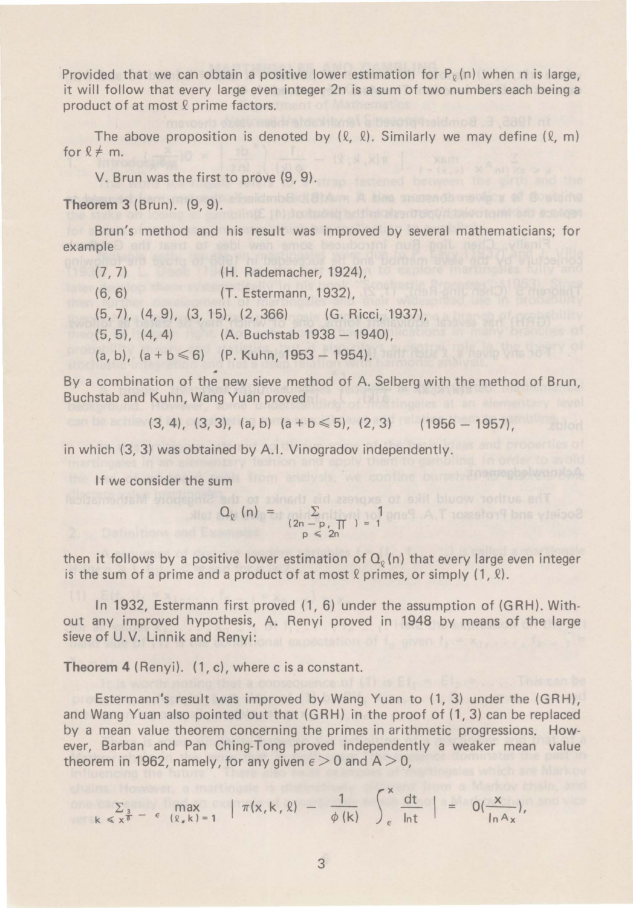Provided that we can obtain a positive lower estimation for $P_\ell(n)$ when n is large, it will follow that every large even integer 2n is a sum of two numbers each being a product of at most $\ell$ prime factors.

The above proposition is denoted by $(\ell, \ell)$. Similarly we may define $(\ell, m)$ for $\ell \neq m$.

V. Brun was the first to prove (9, 9).

**Theorem 3** (Brun). (9, 9).

Brun's method and his result was improved by several mathematicians; for example

(7, 7) (H. Rademacher, 1924),
(6, 6) (T. Estermann, 1932),
(5, 7), (4, 9), (3, 15), (2, 366) (G. Ricci, 1937),
(5, 5), (4, 4) (A. Buchstab 1938 – 1940),
(a, b), $(a + b \leqslant 6)$ (P. Kuhn, 1953 – 1954).

By a combination of the new sieve method of A. Selberg with the method of Brun, Buchstab and Kuhn, Wang Yuan proved

$$(3, 4),\ (3, 3),\ (a, b)\ (a + b \leqslant 5),\ (2, 3) \qquad (1956 - 1957),$$

in which (3, 3) was obtained by A.I. Vinogradov independently.

If we consider the sum

$$Q_\ell(n) = \sum_{\substack{(2n - p,\ \prod) = 1 \\ p \leqslant 2n}} 1$$

then it follows by a positive lower estimation of $Q_\ell(n)$ that every large even integer is the sum of a prime and a product of at most $\ell$ primes, or simply $(1, \ell)$.

In 1932, Estermann first proved (1, 6) under the assumption of (GRH). Without any improved hypothesis, A. Renyi proved in 1948 by means of the large sieve of U.V. Linnik and Renyi:

**Theorem 4** (Renyi). (1, c), where c is a constant.

Estermann's result was improved by Wang Yuan to (1, 3) under the (GRH), and Wang Yuan also pointed out that (GRH) in the proof of (1, 3) can be replaced by a mean value theorem concerning the primes in arithmetic progressions. However, Barban and Pan Ching-Tong proved independently a weaker mean value theorem in 1962, namely, for any given $\epsilon > 0$ and $A > 0$,

$$\sum_{k \leqslant x^{\frac{3}{8}} - \epsilon} \max_{(\ell, k) = 1} \left| \pi(x, k, \ell) - \frac{1}{\phi(k)} \int_{\epsilon}^{x} \frac{dt}{\ln t} \right| = O\left(\frac{x}{\ln^A x}\right),$$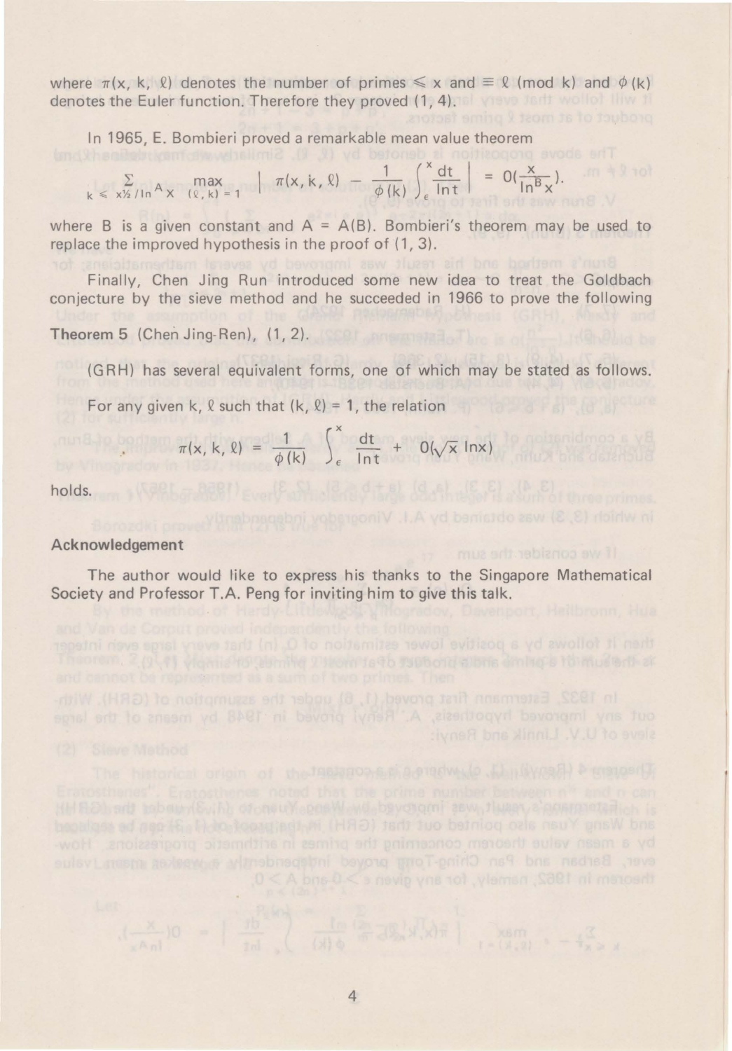where $\pi(x, k, \ell)$ denotes the number of primes $\leqslant x$ and $\equiv \ell \pmod{k}$ and $\phi(k)$ denotes the Euler function. Therefore they proved (1, 4).

In 1965, E. Bombieri proved a remarkable mean value theorem

$$\sum_{k \leqslant x^{1/2}/\ln^A x} \max_{(\ell, k) = 1} \left| \pi(x, k, \ell) - \frac{1}{\phi(k)} \int_{\epsilon}^{x} \frac{dt}{\ln t} \right| = O\left(\frac{x}{\ln^B x}\right).$$

where B is a given constant and $A = A(B)$. Bombieri's theorem may be used to replace the improved hypothesis in the proof of (1, 3).

Finally, Chen Jing Run introduced some new idea to treat the Goldbach conjecture by the sieve method and he succeeded in 1966 to prove the following

**Theorem 5** (Chen Jing-Ren), (1, 2).

(GRH) has several equivalent forms, one of which may be stated as follows.

For any given k, $\ell$ such that $(k, \ell) = 1$, the relation

$$\pi(x, k, \ell) = \frac{1}{\phi(k)} \int_{\epsilon}^{x} \frac{dt}{\ln t} + O(\sqrt{x}\ \ln x)$$

holds.

## Acknowledgement

The author would like to express his thanks to the Singapore Mathematical Society and Professor T.A. Peng for inviting him to give this talk.